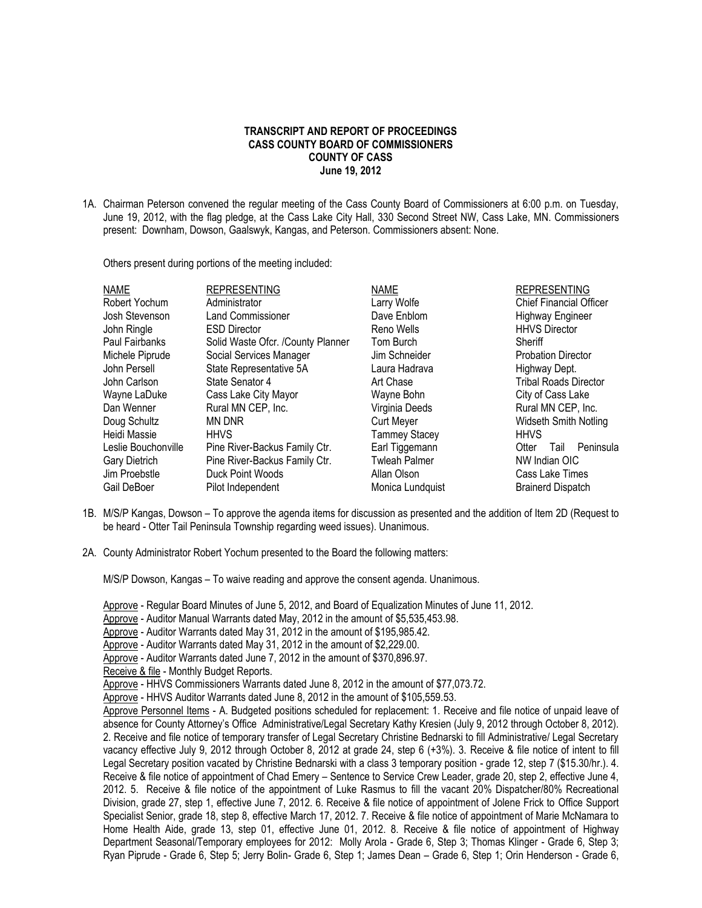**TRANSCRIPT AND REPORT OF PROCEEDINGS**
**CASS COUNTY BOARD OF COMMISSIONERS**
**COUNTY OF CASS**
**June 19, 2012**

1A. Chairman Peterson convened the regular meeting of the Cass County Board of Commissioners at 6:00 p.m. on Tuesday, June 19, 2012, with the flag pledge, at the Cass Lake City Hall, 330 Second Street NW, Cass Lake, MN. Commissioners present: Downham, Dowson, Gaalswyk, Kangas, and Peterson. Commissioners absent: None.

Others present during portions of the meeting included:

| NAME | REPRESENTING | NAME | REPRESENTING |
|---|---|---|---|
| Robert Yochum | Administrator | Larry Wolfe | Chief Financial Officer |
| Josh Stevenson | Land Commissioner | Dave Enblom | Highway Engineer |
| John Ringle | ESD Director | Reno Wells | HHVS Director |
| Paul Fairbanks | Solid Waste Ofcr. /County Planner | Tom Burch | Sheriff |
| Michele Piprude | Social Services Manager | Jim Schneider | Probation Director |
| John Persell | State Representative 5A | Laura Hadrava | Highway Dept. |
| John Carlson | State Senator 4 | Art Chase | Tribal Roads Director |
| Wayne LaDuke | Cass Lake City Mayor | Wayne Bohn | City of Cass Lake |
| Dan Wenner | Rural MN CEP, Inc. | Virginia Deeds | Rural MN CEP, Inc. |
| Doug Schultz | MN DNR | Curt Meyer | Widseth Smith Notling |
| Heidi Massie | HHVS | Tammey Stacey | HHVS |
| Leslie Bouchonville | Pine River-Backus Family Ctr. | Earl Tiggemann | Otter Tail Peninsula |
| Gary Dietrich | Pine River-Backus Family Ctr. | Twleah Palmer | NW Indian OIC |
| Jim Proebstle | Duck Point Woods | Allan Olson | Cass Lake Times |
| Gail DeBoer | Pilot Independent | Monica Lundquist | Brainerd Dispatch |

1B. M/S/P Kangas, Dowson – To approve the agenda items for discussion as presented and the addition of Item 2D (Request to be heard - Otter Tail Peninsula Township regarding weed issues). Unanimous.

2A. County Administrator Robert Yochum presented to the Board the following matters:

M/S/P Dowson, Kangas – To waive reading and approve the consent agenda. Unanimous.

Approve - Regular Board Minutes of June 5, 2012, and Board of Equalization Minutes of June 11, 2012.
Approve - Auditor Manual Warrants dated May, 2012 in the amount of $5,535,453.98.
Approve - Auditor Warrants dated May 31, 2012 in the amount of $195,985.42.
Approve - Auditor Warrants dated May 31, 2012 in the amount of $2,229.00.
Approve - Auditor Warrants dated June 7, 2012 in the amount of $370,896.97.
Receive & file - Monthly Budget Reports.
Approve - HHVS Commissioners Warrants dated June 8, 2012 in the amount of $77,073.72.
Approve - HHVS Auditor Warrants dated June 8, 2012 in the amount of $105,559.53.
Approve Personnel Items - A. Budgeted positions scheduled for replacement: 1. Receive and file notice of unpaid leave of absence for County Attorney's Office Administrative/Legal Secretary Kathy Kresien (July 9, 2012 through October 8, 2012). 2. Receive and file notice of temporary transfer of Legal Secretary Christine Bednarski to fill Administrative/ Legal Secretary vacancy effective July 9, 2012 through October 8, 2012 at grade 24, step 6 (+3%). 3. Receive & file notice of intent to fill Legal Secretary position vacated by Christine Bednarski with a class 3 temporary position - grade 12, step 7 ($15.30/hr.). 4. Receive & file notice of appointment of Chad Emery – Sentence to Service Crew Leader, grade 20, step 2, effective June 4, 2012. 5. Receive & file notice of the appointment of Luke Rasmus to fill the vacant 20% Dispatcher/80% Recreational Division, grade 27, step 1, effective June 7, 2012. 6. Receive & file notice of appointment of Jolene Frick to Office Support Specialist Senior, grade 18, step 8, effective March 17, 2012. 7. Receive & file notice of appointment of Marie McNamara to Home Health Aide, grade 13, step 01, effective June 01, 2012. 8. Receive & file notice of appointment of Highway Department Seasonal/Temporary employees for 2012: Molly Arola - Grade 6, Step 3; Thomas Klinger - Grade 6, Step 3; Ryan Piprude - Grade 6, Step 5; Jerry Bolin- Grade 6, Step 1; James Dean – Grade 6, Step 1; Orin Henderson - Grade 6,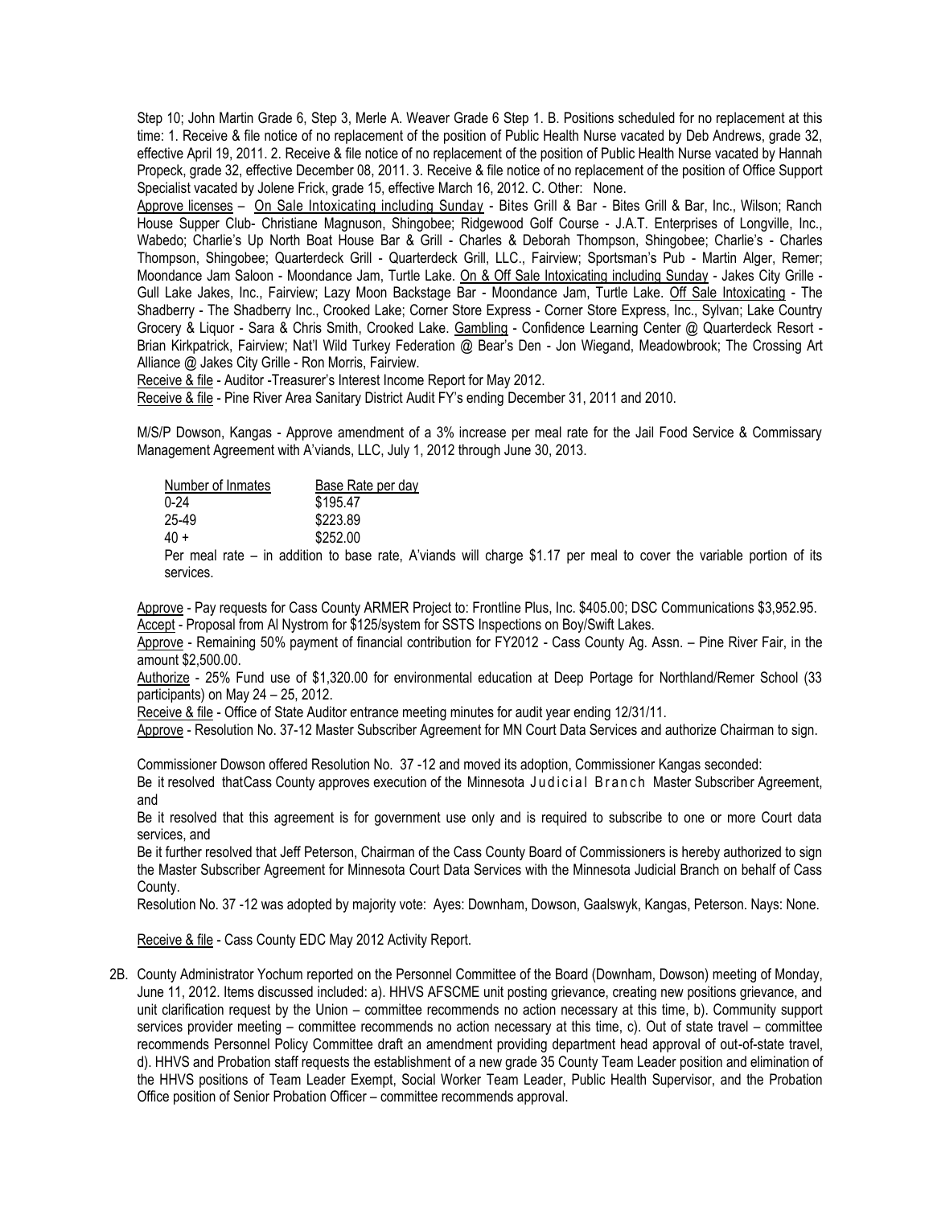Step 10; John Martin Grade 6, Step 3, Merle A. Weaver Grade 6 Step 1. B. Positions scheduled for no replacement at this time: 1. Receive & file notice of no replacement of the position of Public Health Nurse vacated by Deb Andrews, grade 32, effective April 19, 2011. 2. Receive & file notice of no replacement of the position of Public Health Nurse vacated by Hannah Propeck, grade 32, effective December 08, 2011. 3. Receive & file notice of no replacement of the position of Office Support Specialist vacated by Jolene Frick, grade 15, effective March 16, 2012. C. Other: None.

Approve licenses – On Sale Intoxicating including Sunday - Bites Grill & Bar - Bites Grill & Bar, Inc., Wilson; Ranch House Supper Club- Christiane Magnuson, Shingobee; Ridgewood Golf Course - J.A.T. Enterprises of Longville, Inc., Wabedo; Charlie's Up North Boat House Bar & Grill - Charles & Deborah Thompson, Shingobee; Charlie's - Charles Thompson, Shingobee; Quarterdeck Grill - Quarterdeck Grill, LLC., Fairview; Sportsman's Pub - Martin Alger, Remer; Moondance Jam Saloon - Moondance Jam, Turtle Lake. On & Off Sale Intoxicating including Sunday - Jakes City Grille - Gull Lake Jakes, Inc., Fairview; Lazy Moon Backstage Bar - Moondance Jam, Turtle Lake. Off Sale Intoxicating - The Shadberry - The Shadberry Inc., Crooked Lake; Corner Store Express - Corner Store Express, Inc., Sylvan; Lake Country Grocery & Liquor - Sara & Chris Smith, Crooked Lake. Gambling - Confidence Learning Center @ Quarterdeck Resort - Brian Kirkpatrick, Fairview; Nat'l Wild Turkey Federation @ Bear's Den - Jon Wiegand, Meadowbrook; The Crossing Art Alliance @ Jakes City Grille - Ron Morris, Fairview.

Receive & file - Auditor -Treasurer's Interest Income Report for May 2012.

Receive & file - Pine River Area Sanitary District Audit FY's ending December 31, 2011 and 2010.

M/S/P Dowson, Kangas - Approve amendment of a 3% increase per meal rate for the Jail Food Service & Commissary Management Agreement with A'viands, LLC, July 1, 2012 through June 30, 2013.

| Number of Inmates | Base Rate per day |
|---|---|
| 0-24 | \$195.47 |
| 25-49 | \$223.89 |
| 40 + | \$252.00 |

Per meal rate – in addition to base rate, A'viands will charge \$1.17 per meal to cover the variable portion of its services.

Approve - Pay requests for Cass County ARMER Project to: Frontline Plus, Inc. \$405.00; DSC Communications \$3,952.95.

Accept - Proposal from Al Nystrom for \$125/system for SSTS Inspections on Boy/Swift Lakes.

Approve - Remaining 50% payment of financial contribution for FY2012 - Cass County Ag. Assn. – Pine River Fair, in the amount \$2,500.00.

Authorize - 25% Fund use of \$1,320.00 for environmental education at Deep Portage for Northland/Remer School (33 participants) on May 24 – 25, 2012.

Receive & file - Office of State Auditor entrance meeting minutes for audit year ending 12/31/11.

Approve - Resolution No. 37-12 Master Subscriber Agreement for MN Court Data Services and authorize Chairman to sign.

Commissioner Dowson offered Resolution No. 37 -12 and moved its adoption, Commissioner Kangas seconded:

Be it resolved thatCass County approves execution of the Minnesota Judicial Branch Master Subscriber Agreement, and

Be it resolved that this agreement is for government use only and is required to subscribe to one or more Court data services, and

Be it further resolved that Jeff Peterson, Chairman of the Cass County Board of Commissioners is hereby authorized to sign the Master Subscriber Agreement for Minnesota Court Data Services with the Minnesota Judicial Branch on behalf of Cass County.

Resolution No. 37 -12 was adopted by majority vote: Ayes: Downham, Dowson, Gaalswyk, Kangas, Peterson. Nays: None.

Receive & file - Cass County EDC May 2012 Activity Report.

2B. County Administrator Yochum reported on the Personnel Committee of the Board (Downham, Dowson) meeting of Monday, June 11, 2012. Items discussed included: a). HHVS AFSCME unit posting grievance, creating new positions grievance, and unit clarification request by the Union – committee recommends no action necessary at this time, b). Community support services provider meeting – committee recommends no action necessary at this time, c). Out of state travel – committee recommends Personnel Policy Committee draft an amendment providing department head approval of out-of-state travel, d). HHVS and Probation staff requests the establishment of a new grade 35 County Team Leader position and elimination of the HHVS positions of Team Leader Exempt, Social Worker Team Leader, Public Health Supervisor, and the Probation Office position of Senior Probation Officer – committee recommends approval.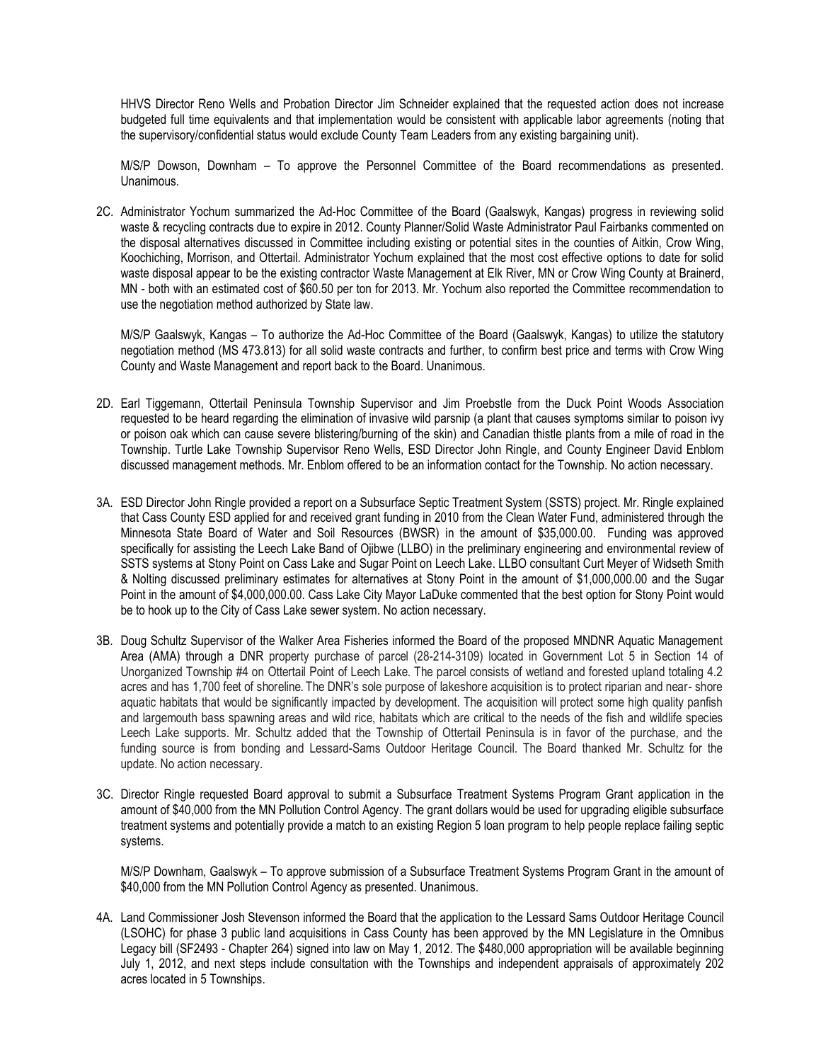HHVS Director Reno Wells and Probation Director Jim Schneider explained that the requested action does not increase budgeted full time equivalents and that implementation would be consistent with applicable labor agreements (noting that the supervisory/confidential status would exclude County Team Leaders from any existing bargaining unit).

M/S/P Dowson, Downham – To approve the Personnel Committee of the Board recommendations as presented. Unanimous.

2C. Administrator Yochum summarized the Ad-Hoc Committee of the Board (Gaalswyk, Kangas) progress in reviewing solid waste & recycling contracts due to expire in 2012. County Planner/Solid Waste Administrator Paul Fairbanks commented on the disposal alternatives discussed in Committee including existing or potential sites in the counties of Aitkin, Crow Wing, Koochiching, Morrison, and Ottertail. Administrator Yochum explained that the most cost effective options to date for solid waste disposal appear to be the existing contractor Waste Management at Elk River, MN or Crow Wing County at Brainerd, MN - both with an estimated cost of $60.50 per ton for 2013. Mr. Yochum also reported the Committee recommendation to use the negotiation method authorized by State law.

M/S/P Gaalswyk, Kangas – To authorize the Ad-Hoc Committee of the Board (Gaalswyk, Kangas) to utilize the statutory negotiation method (MS 473.813) for all solid waste contracts and further, to confirm best price and terms with Crow Wing County and Waste Management and report back to the Board. Unanimous.

2D. Earl Tiggemann, Ottertail Peninsula Township Supervisor and Jim Proebstle from the Duck Point Woods Association requested to be heard regarding the elimination of invasive wild parsnip (a plant that causes symptoms similar to poison ivy or poison oak which can cause severe blistering/burning of the skin) and Canadian thistle plants from a mile of road in the Township. Turtle Lake Township Supervisor Reno Wells, ESD Director John Ringle, and County Engineer David Enblom discussed management methods. Mr. Enblom offered to be an information contact for the Township. No action necessary.

3A. ESD Director John Ringle provided a report on a Subsurface Septic Treatment System (SSTS) project. Mr. Ringle explained that Cass County ESD applied for and received grant funding in 2010 from the Clean Water Fund, administered through the Minnesota State Board of Water and Soil Resources (BWSR) in the amount of $35,000.00. Funding was approved specifically for assisting the Leech Lake Band of Ojibwe (LLBO) in the preliminary engineering and environmental review of SSTS systems at Stony Point on Cass Lake and Sugar Point on Leech Lake. LLBO consultant Curt Meyer of Widseth Smith & Nolting discussed preliminary estimates for alternatives at Stony Point in the amount of $1,000,000.00 and the Sugar Point in the amount of $4,000,000.00. Cass Lake City Mayor LaDuke commented that the best option for Stony Point would be to hook up to the City of Cass Lake sewer system. No action necessary.

3B. Doug Schultz Supervisor of the Walker Area Fisheries informed the Board of the proposed MNDNR Aquatic Management Area (AMA) through a DNR property purchase of parcel (28-214-3109) located in Government Lot 5 in Section 14 of Unorganized Township #4 on Ottertail Point of Leech Lake. The parcel consists of wetland and forested upland totaling 4.2 acres and has 1,700 feet of shoreline. The DNR's sole purpose of lakeshore acquisition is to protect riparian and near- shore aquatic habitats that would be significantly impacted by development. The acquisition will protect some high quality panfish and largemouth bass spawning areas and wild rice, habitats which are critical to the needs of the fish and wildlife species Leech Lake supports. Mr. Schultz added that the Township of Ottertail Peninsula is in favor of the purchase, and the funding source is from bonding and Lessard-Sams Outdoor Heritage Council. The Board thanked Mr. Schultz for the update. No action necessary.

3C. Director Ringle requested Board approval to submit a Subsurface Treatment Systems Program Grant application in the amount of $40,000 from the MN Pollution Control Agency. The grant dollars would be used for upgrading eligible subsurface treatment systems and potentially provide a match to an existing Region 5 loan program to help people replace failing septic systems.

M/S/P Downham, Gaalswyk – To approve submission of a Subsurface Treatment Systems Program Grant in the amount of $40,000 from the MN Pollution Control Agency as presented. Unanimous.

4A. Land Commissioner Josh Stevenson informed the Board that the application to the Lessard Sams Outdoor Heritage Council (LSOHC) for phase 3 public land acquisitions in Cass County has been approved by the MN Legislature in the Omnibus Legacy bill (SF2493 - Chapter 264) signed into law on May 1, 2012. The $480,000 appropriation will be available beginning July 1, 2012, and next steps include consultation with the Townships and independent appraisals of approximately 202 acres located in 5 Townships.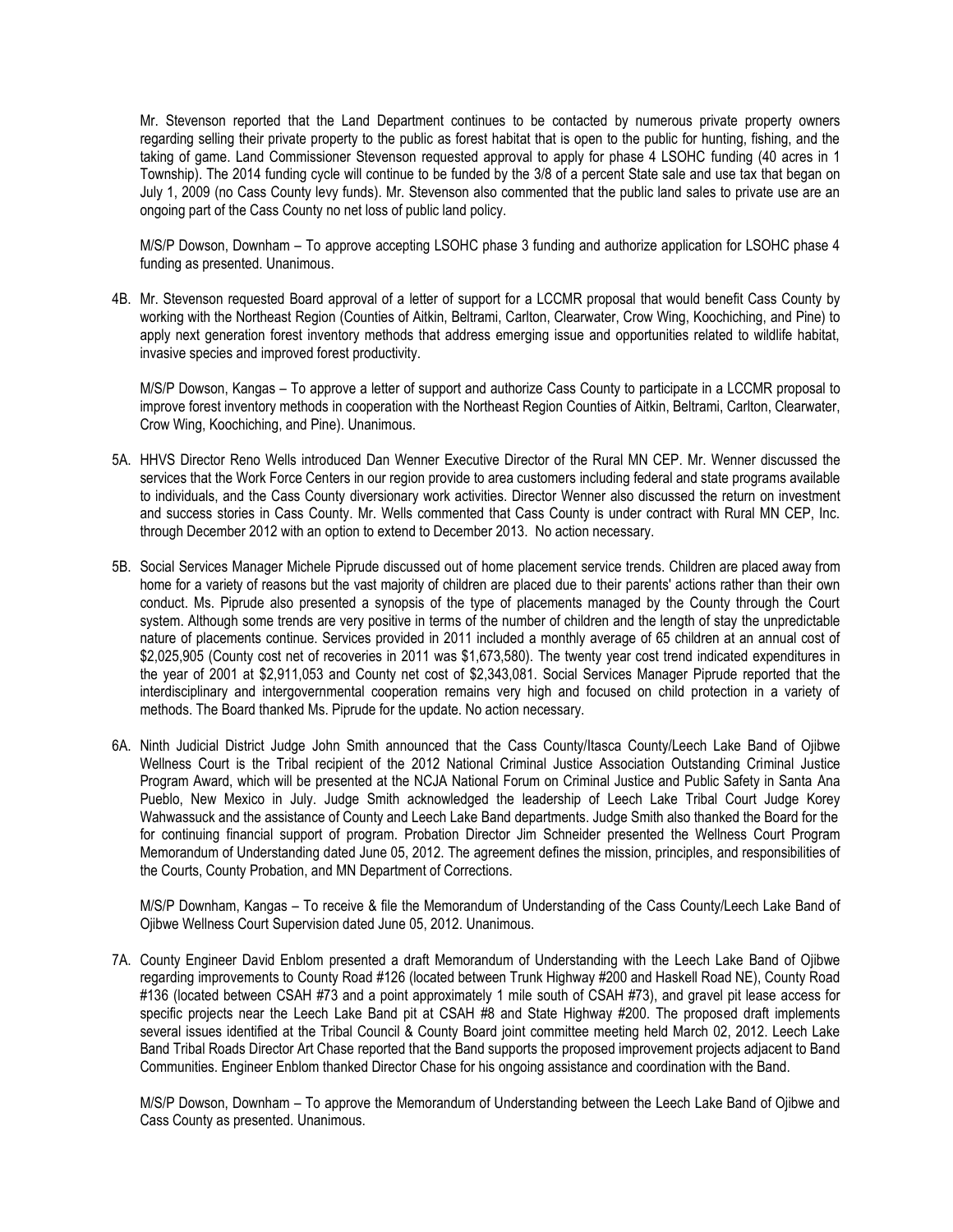Mr. Stevenson reported that the Land Department continues to be contacted by numerous private property owners regarding selling their private property to the public as forest habitat that is open to the public for hunting, fishing, and the taking of game. Land Commissioner Stevenson requested approval to apply for phase 4 LSOHC funding (40 acres in 1 Township). The 2014 funding cycle will continue to be funded by the 3/8 of a percent State sale and use tax that began on July 1, 2009 (no Cass County levy funds). Mr. Stevenson also commented that the public land sales to private use are an ongoing part of the Cass County no net loss of public land policy.

M/S/P Dowson, Downham – To approve accepting LSOHC phase 3 funding and authorize application for LSOHC phase 4 funding as presented. Unanimous.

4B. Mr. Stevenson requested Board approval of a letter of support for a LCCMR proposal that would benefit Cass County by working with the Northeast Region (Counties of Aitkin, Beltrami, Carlton, Clearwater, Crow Wing, Koochiching, and Pine) to apply next generation forest inventory methods that address emerging issue and opportunities related to wildlife habitat, invasive species and improved forest productivity.

M/S/P Dowson, Kangas – To approve a letter of support and authorize Cass County to participate in a LCCMR proposal to improve forest inventory methods in cooperation with the Northeast Region Counties of Aitkin, Beltrami, Carlton, Clearwater, Crow Wing, Koochiching, and Pine). Unanimous.

5A. HHVS Director Reno Wells introduced Dan Wenner Executive Director of the Rural MN CEP. Mr. Wenner discussed the services that the Work Force Centers in our region provide to area customers including federal and state programs available to individuals, and the Cass County diversionary work activities. Director Wenner also discussed the return on investment and success stories in Cass County. Mr. Wells commented that Cass County is under contract with Rural MN CEP, Inc. through December 2012 with an option to extend to December 2013. No action necessary.

5B. Social Services Manager Michele Piprude discussed out of home placement service trends. Children are placed away from home for a variety of reasons but the vast majority of children are placed due to their parents' actions rather than their own conduct. Ms. Piprude also presented a synopsis of the type of placements managed by the County through the Court system. Although some trends are very positive in terms of the number of children and the length of stay the unpredictable nature of placements continue. Services provided in 2011 included a monthly average of 65 children at an annual cost of $2,025,905 (County cost net of recoveries in 2011 was $1,673,580). The twenty year cost trend indicated expenditures in the year of 2001 at $2,911,053 and County net cost of $2,343,081. Social Services Manager Piprude reported that the interdisciplinary and intergovernmental cooperation remains very high and focused on child protection in a variety of methods. The Board thanked Ms. Piprude for the update. No action necessary.

6A. Ninth Judicial District Judge John Smith announced that the Cass County/Itasca County/Leech Lake Band of Ojibwe Wellness Court is the Tribal recipient of the 2012 National Criminal Justice Association Outstanding Criminal Justice Program Award, which will be presented at the NCJA National Forum on Criminal Justice and Public Safety in Santa Ana Pueblo, New Mexico in July. Judge Smith acknowledged the leadership of Leech Lake Tribal Court Judge Korey Wahwassuck and the assistance of County and Leech Lake Band departments. Judge Smith also thanked the Board for the for continuing financial support of program. Probation Director Jim Schneider presented the Wellness Court Program Memorandum of Understanding dated June 05, 2012. The agreement defines the mission, principles, and responsibilities of the Courts, County Probation, and MN Department of Corrections.

M/S/P Downham, Kangas – To receive & file the Memorandum of Understanding of the Cass County/Leech Lake Band of Ojibwe Wellness Court Supervision dated June 05, 2012. Unanimous.

7A. County Engineer David Enblom presented a draft Memorandum of Understanding with the Leech Lake Band of Ojibwe regarding improvements to County Road #126 (located between Trunk Highway #200 and Haskell Road NE), County Road #136 (located between CSAH #73 and a point approximately 1 mile south of CSAH #73), and gravel pit lease access for specific projects near the Leech Lake Band pit at CSAH #8 and State Highway #200. The proposed draft implements several issues identified at the Tribal Council & County Board joint committee meeting held March 02, 2012. Leech Lake Band Tribal Roads Director Art Chase reported that the Band supports the proposed improvement projects adjacent to Band Communities. Engineer Enblom thanked Director Chase for his ongoing assistance and coordination with the Band.

M/S/P Dowson, Downham – To approve the Memorandum of Understanding between the Leech Lake Band of Ojibwe and Cass County as presented. Unanimous.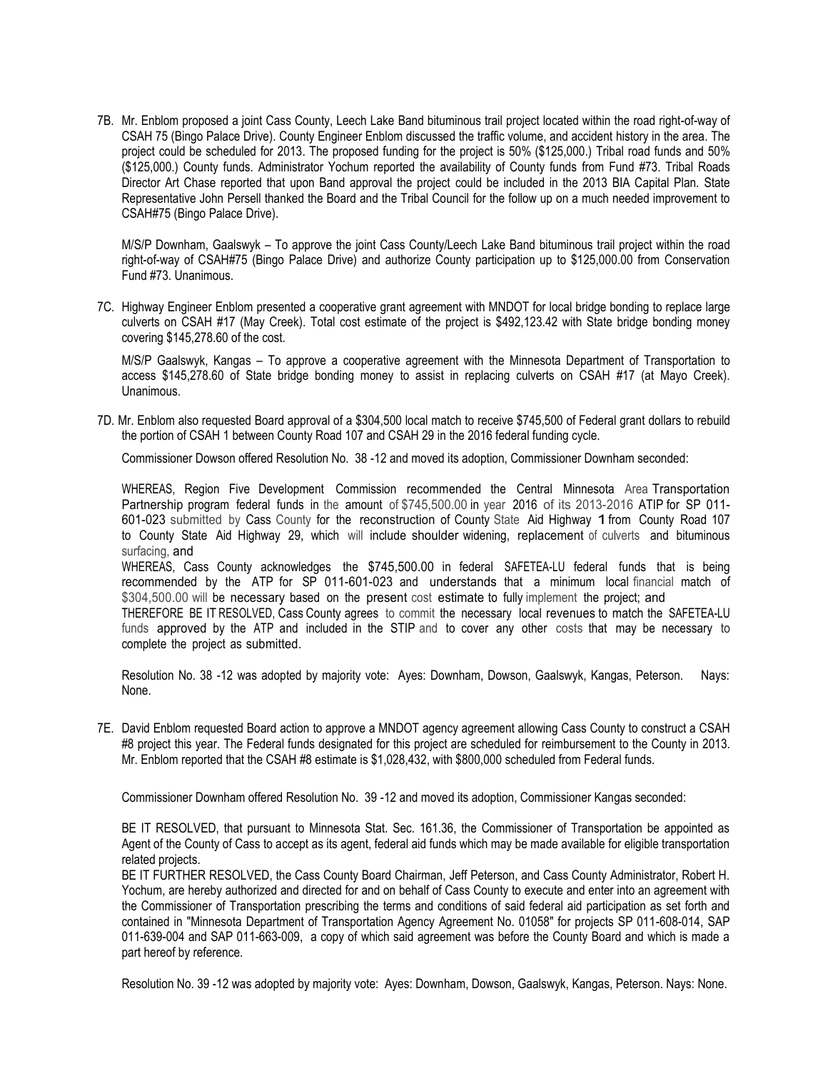7B. Mr. Enblom proposed a joint Cass County, Leech Lake Band bituminous trail project located within the road right-of-way of CSAH 75 (Bingo Palace Drive). County Engineer Enblom discussed the traffic volume, and accident history in the area. The project could be scheduled for 2013. The proposed funding for the project is 50% ($125,000.) Tribal road funds and 50% ($125,000.) County funds. Administrator Yochum reported the availability of County funds from Fund #73. Tribal Roads Director Art Chase reported that upon Band approval the project could be included in the 2013 BIA Capital Plan. State Representative John Persell thanked the Board and the Tribal Council for the follow up on a much needed improvement to CSAH#75 (Bingo Palace Drive).

M/S/P Downham, Gaalswyk – To approve the joint Cass County/Leech Lake Band bituminous trail project within the road right-of-way of CSAH#75 (Bingo Palace Drive) and authorize County participation up to $125,000.00 from Conservation Fund #73. Unanimous.

7C. Highway Engineer Enblom presented a cooperative grant agreement with MNDOT for local bridge bonding to replace large culverts on CSAH #17 (May Creek). Total cost estimate of the project is $492,123.42 with State bridge bonding money covering $145,278.60 of the cost.

M/S/P Gaalswyk, Kangas – To approve a cooperative agreement with the Minnesota Department of Transportation to access $145,278.60 of State bridge bonding money to assist in replacing culverts on CSAH #17 (at Mayo Creek). Unanimous.

7D. Mr. Enblom also requested Board approval of a $304,500 local match to receive $745,500 of Federal grant dollars to rebuild the portion of CSAH 1 between County Road 107 and CSAH 29 in the 2016 federal funding cycle.

Commissioner Dowson offered Resolution No. 38 -12 and moved its adoption, Commissioner Downham seconded:

WHEREAS, Region Five Development Commission recommended the Central Minnesota Area Transportation Partnership program federal funds in the amount of $745,500.00 in year 2016 of its 2013-2016 ATIP for SP 011-601-023 submitted by Cass County for the reconstruction of County State Aid Highway 1 from County Road 107 to County State Aid Highway 29, which will include shoulder widening, replacement of culverts and bituminous surfacing, and

WHEREAS, Cass County acknowledges the $745,500.00 in federal SAFETEA-LU federal funds that is being recommended by the ATP for SP 011-601-023 and understands that a minimum local financial match of $304,500.00 will be necessary based on the present cost estimate to fully implement the project; and

THEREFORE BE IT RESOLVED, Cass County agrees to commit the necessary local revenues to match the SAFETEA-LU funds approved by the ATP and included in the STIP and to cover any other costs that may be necessary to complete the project as submitted.

Resolution No. 38 -12 was adopted by majority vote: Ayes: Downham, Dowson, Gaalswyk, Kangas, Peterson. Nays: None.

7E. David Enblom requested Board action to approve a MNDOT agency agreement allowing Cass County to construct a CSAH #8 project this year. The Federal funds designated for this project are scheduled for reimbursement to the County in 2013. Mr. Enblom reported that the CSAH #8 estimate is $1,028,432, with $800,000 scheduled from Federal funds.

Commissioner Downham offered Resolution No. 39 -12 and moved its adoption, Commissioner Kangas seconded:

BE IT RESOLVED, that pursuant to Minnesota Stat. Sec. 161.36, the Commissioner of Transportation be appointed as Agent of the County of Cass to accept as its agent, federal aid funds which may be made available for eligible transportation related projects.

BE IT FURTHER RESOLVED, the Cass County Board Chairman, Jeff Peterson, and Cass County Administrator, Robert H. Yochum, are hereby authorized and directed for and on behalf of Cass County to execute and enter into an agreement with the Commissioner of Transportation prescribing the terms and conditions of said federal aid participation as set forth and contained in "Minnesota Department of Transportation Agency Agreement No. 01058" for projects SP 011-608-014, SAP 011-639-004 and SAP 011-663-009, a copy of which said agreement was before the County Board and which is made a part hereof by reference.

Resolution No. 39 -12 was adopted by majority vote: Ayes: Downham, Dowson, Gaalswyk, Kangas, Peterson. Nays: None.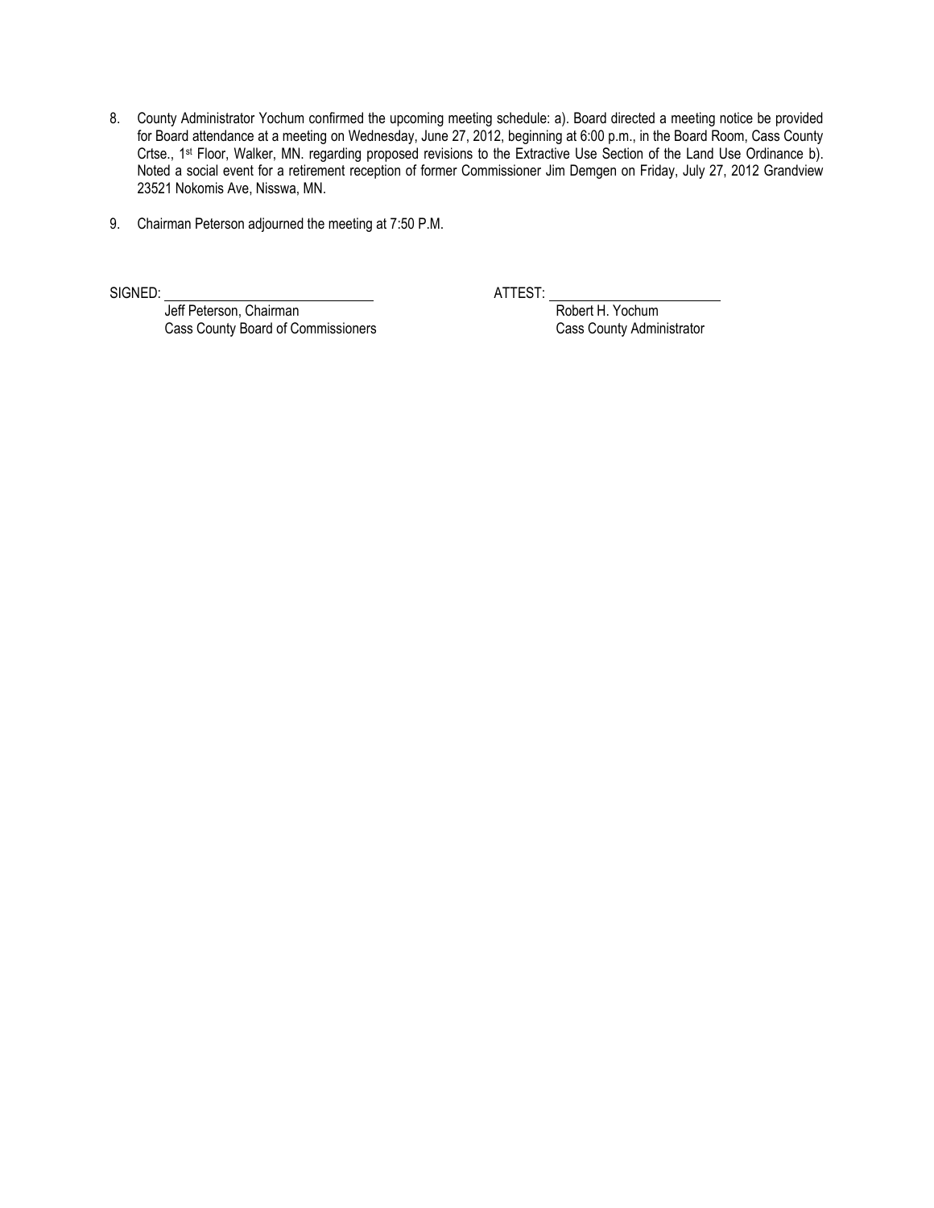8. County Administrator Yochum confirmed the upcoming meeting schedule: a). Board directed a meeting notice be provided for Board attendance at a meeting on Wednesday, June 27, 2012, beginning at 6:00 p.m., in the Board Room, Cass County Crtse., 1st Floor, Walker, MN. regarding proposed revisions to the Extractive Use Section of the Land Use Ordinance b). Noted a social event for a retirement reception of former Commissioner Jim Demgen on Friday, July 27, 2012 Grandview 23521 Nokomis Ave, Nisswa, MN.

9. Chairman Peterson adjourned the meeting at 7:50 P.M.

SIGNED: ____________________________

Jeff Peterson, Chairman
Cass County Board of Commissioners

ATTEST: ____________________________

Robert H. Yochum
Cass County Administrator